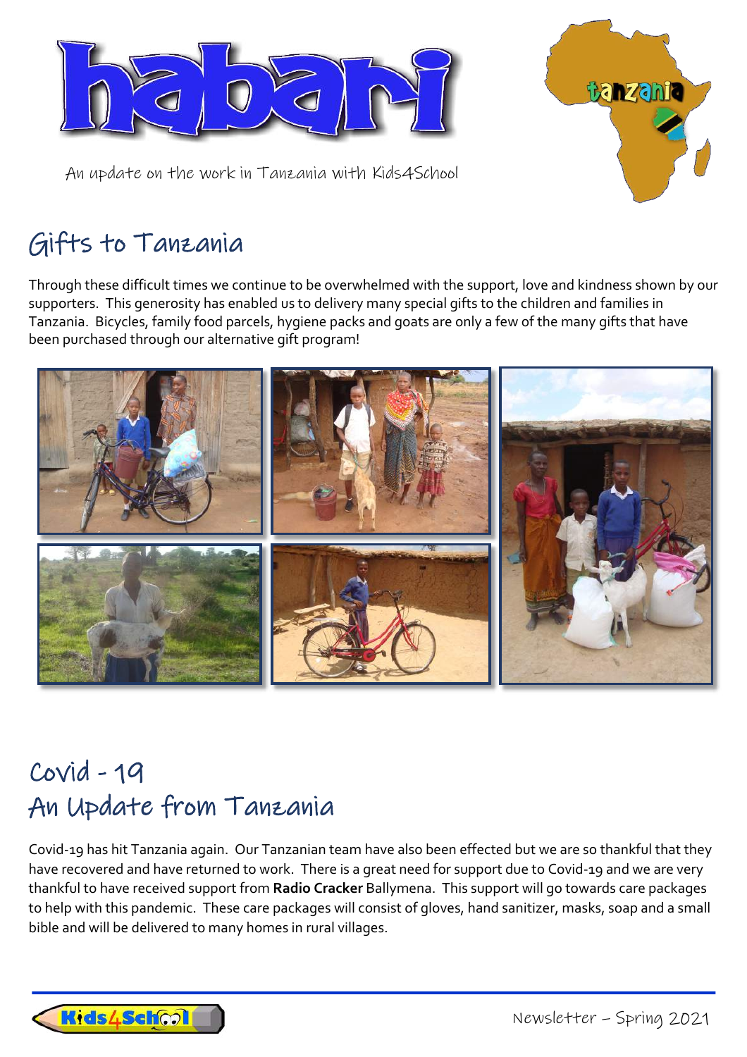# habari

An update on the work in Tanzania with Kids4School

## Gifts to Tanzania

Through these difficult times we continue to be overwhelmed with the support, love and kindness shown by our supporters. This generosity has enabled us to delivery many special gifts to the children and families in Tanzania. Bicycles, family food parcels, hygiene packs and goats are only a few of the many gifts that have been purchased through our alternative gift program!

## Covid - 19
## An Update from Tanzania

Covid-19 has hit Tanzania again. Our Tanzanian team have also been effected but we are so thankful that they have recovered and have returned to work. There is a great need for support due to Covid-19 and we are very thankful to have received support from **Radio Cracker** Ballymena. This support will go towards care packages to help with this pandemic. These care packages will consist of gloves, hand sanitizer, masks, soap and a small bible and will be delivered to many homes in rural villages.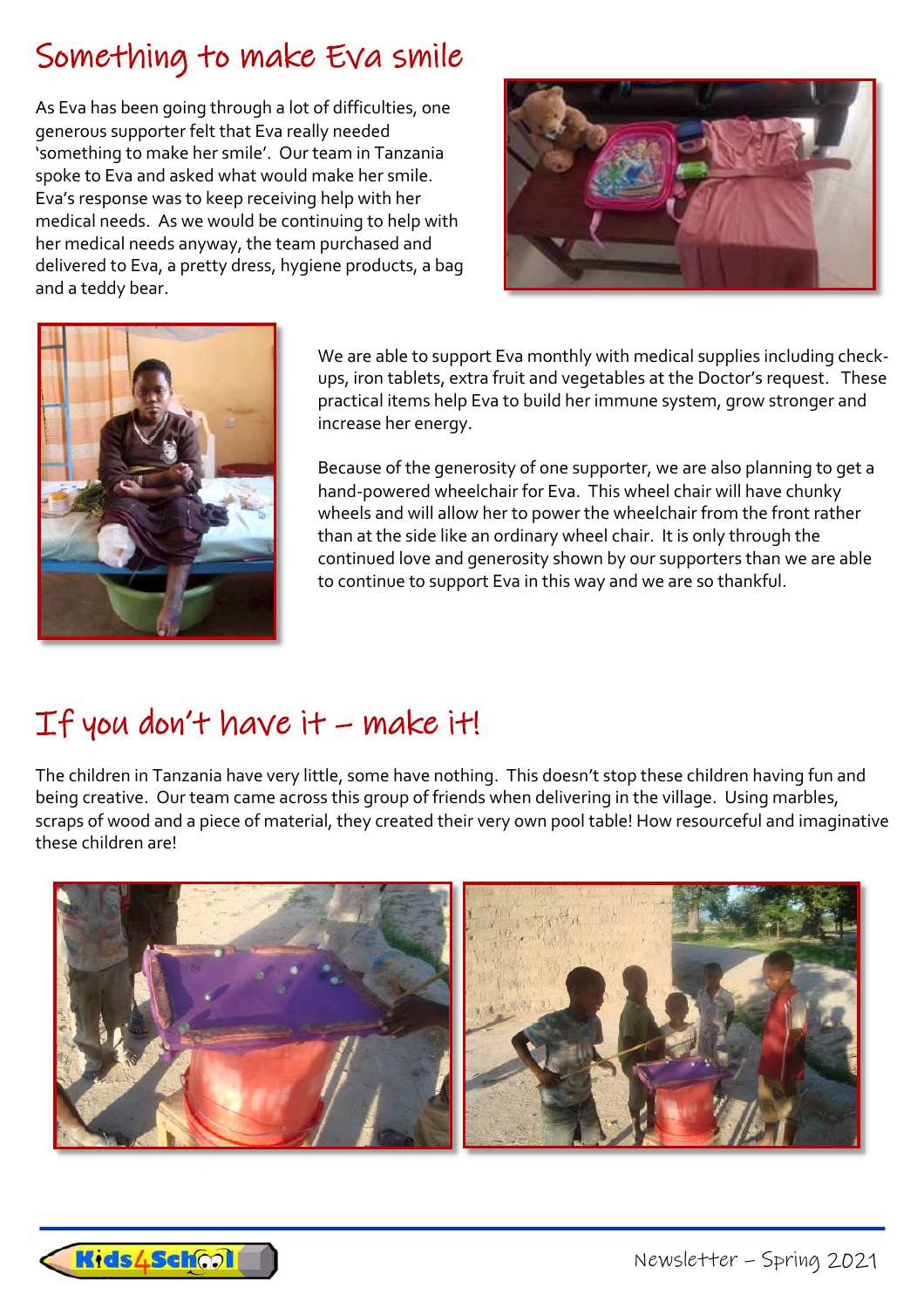## Something to make Eva smile

As Eva has been going through a lot of difficulties, one generous supporter felt that Eva really needed 'something to make her smile'. Our team in Tanzania spoke to Eva and asked what would make her smile. Eva's response was to keep receiving help with her medical needs. As we would be continuing to help with her medical needs anyway, the team purchased and delivered to Eva, a pretty dress, hygiene products, a bag and a teddy bear.

We are able to support Eva monthly with medical supplies including check-ups, iron tablets, extra fruit and vegetables at the Doctor's request. These practical items help Eva to build her immune system, grow stronger and increase her energy.

Because of the generosity of one supporter, we are also planning to get a hand-powered wheelchair for Eva. This wheel chair will have chunky wheels and will allow her to power the wheelchair from the front rather than at the side like an ordinary wheel chair. It is only through the continued love and generosity shown by our supporters than we are able to continue to support Eva in this way and we are so thankful.

## If you don't have it – make it!

The children in Tanzania have very little, some have nothing. This doesn't stop these children having fun and being creative. Our team came across this group of friends when delivering in the village. Using marbles, scraps of wood and a piece of material, they created their very own pool table! How resourceful and imaginative these children are!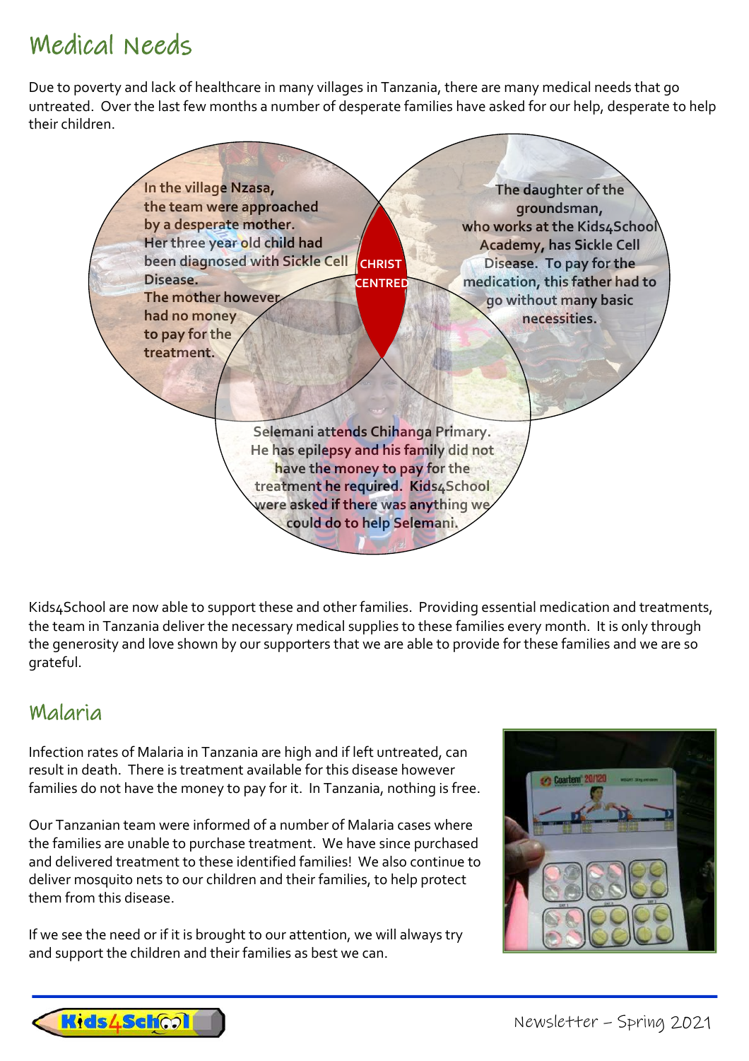# Medical Needs

Due to poverty and lack of healthcare in many villages in Tanzania, there are many medical needs that go untreated. Over the last few months a number of desperate families have asked for our help, desperate to help their children.

In the village Nzasa, the team were approached by a desperate mother. Her three year old child had been diagnosed with Sickle Cell Disease. The mother however had no money to pay for the treatment.

The daughter of the groundsman, who works at the Kids4School Academy, has Sickle Cell Disease. To pay for the medication, this father had to go without many basic necessities.

CHRIST CENTRED

Selemani attends Chihanga Primary. He has epilepsy and his family did not have the money to pay for the treatment he required. Kids4School were asked if there was anything we could do to help Selemani.

Kids4School are now able to support these and other families. Providing essential medication and treatments, the team in Tanzania deliver the necessary medical supplies to these families every month. It is only through the generosity and love shown by our supporters that we are able to provide for these families and we are so grateful.

## Malaria

Infection rates of Malaria in Tanzania are high and if left untreated, can result in death. There is treatment available for this disease however families do not have the money to pay for it. In Tanzania, nothing is free.

Our Tanzanian team were informed of a number of Malaria cases where the families are unable to purchase treatment. We have since purchased and delivered treatment to these identified families! We also continue to deliver mosquito nets to our children and their families, to help protect them from this disease.

If we see the need or if it is brought to our attention, we will always try and support the children and their families as best we can.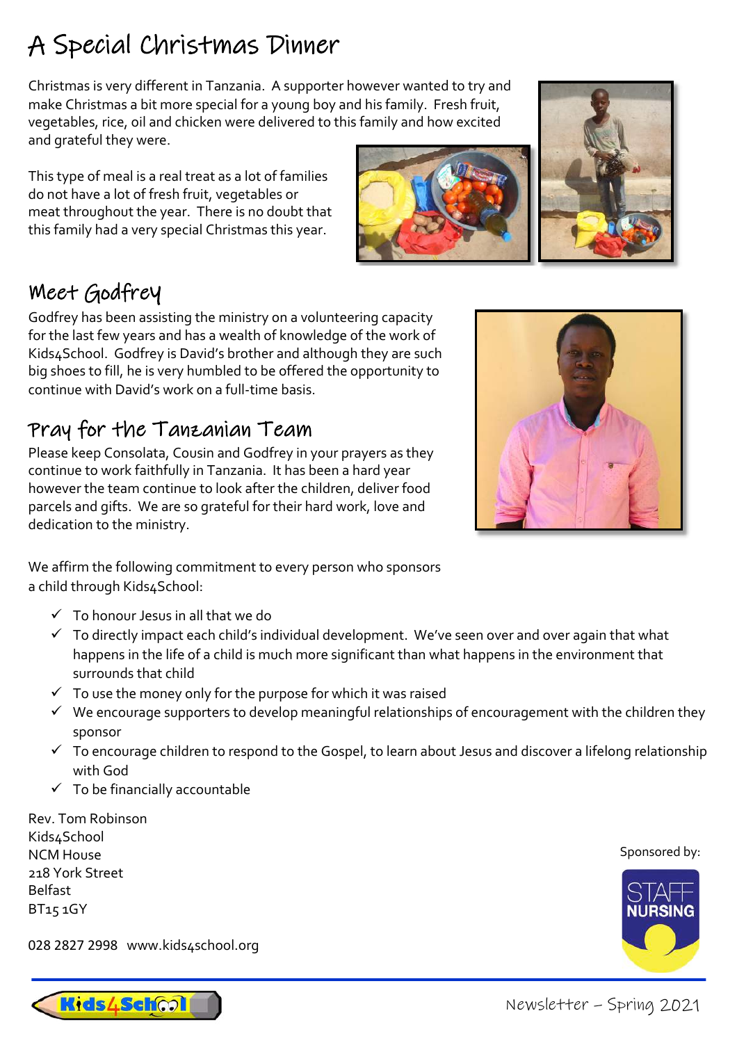# A Special Christmas Dinner

Christmas is very different in Tanzania. A supporter however wanted to try and make Christmas a bit more special for a young boy and his family. Fresh fruit, vegetables, rice, oil and chicken were delivered to this family and how excited and grateful they were.

This type of meal is a real treat as a lot of families do not have a lot of fresh fruit, vegetables or meat throughout the year. There is no doubt that this family had a very special Christmas this year.

## Meet Godfrey

Godfrey has been assisting the ministry on a volunteering capacity for the last few years and has a wealth of knowledge of the work of Kids4School. Godfrey is David's brother and although they are such big shoes to fill, he is very humbled to be offered the opportunity to continue with David's work on a full-time basis.

## Pray for the Tanzanian Team

Please keep Consolata, Cousin and Godfrey in your prayers as they continue to work faithfully in Tanzania. It has been a hard year however the team continue to look after the children, deliver food parcels and gifts. We are so grateful for their hard work, love and dedication to the ministry.

We affirm the following commitment to every person who sponsors a child through Kids4School:

- ✓ To honour Jesus in all that we do
- ✓ To directly impact each child's individual development. We've seen over and over again that what happens in the life of a child is much more significant than what happens in the environment that surrounds that child
- ✓ To use the money only for the purpose for which it was raised
- ✓ We encourage supporters to develop meaningful relationships of encouragement with the children they sponsor
- ✓ To encourage children to respond to the Gospel, to learn about Jesus and discover a lifelong relationship with God
- ✓ To be financially accountable

Rev. Tom Robinson
Kids4School
NCM House
218 York Street
Belfast
BT15 1GY

028 2827 2998 www.kids4school.org

Sponsored by:

STAFF NURSING

Newsletter – Spring 2021